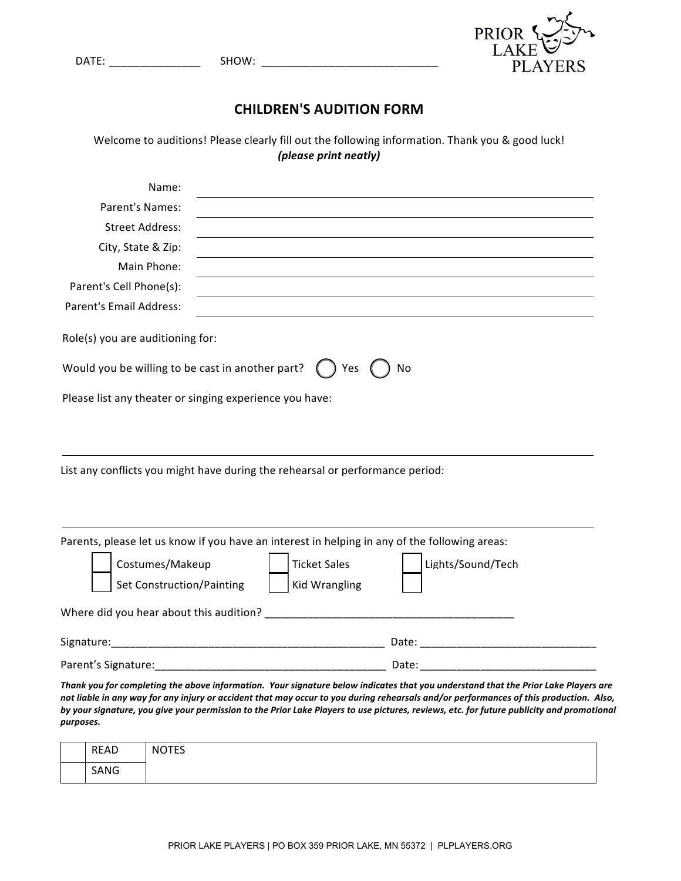DATE: _______________ SHOW: _____________________________

PRIOR LAKE PLAYERS

## CHILDREN'S AUDITION FORM

Welcome to auditions! Please clearly fill out the following information. Thank you & good luck!
***(please print neatly)***

Name: ______________________________

Parent's Names: ______________________________

Street Address: ______________________________

City, State & Zip: ______________________________

Main Phone: ______________________________

Parent's Cell Phone(s): ______________________________

Parent's Email Address: ______________________________

Role(s) you are auditioning for:

Would you be willing to be cast in another part? ◯ Yes ◯ No

Please list any theater or singing experience you have:

______________________________

List any conflicts you might have during the rehearsal or performance period:

______________________________

Parents, please let us know if you have an interest in helping in any of the following areas:

- ☐ Costumes/Makeup
- ☐ Set Construction/Painting
- ☐ Ticket Sales
- ☐ Kid Wrangling
- ☐ Lights/Sound/Tech
- ☐

Where did you hear about this audition? __________________________________________

Signature:_______________________________________________ Date: _____________________________

Parent's Signature:_______________________________________ Date:_____________________________

***Thank you for completing the above information. Your signature below indicates that you understand that the Prior Lake Players are not liable in any way for any injury or accident that may occur to you during rehearsals and/or performances of this production. Also, by your signature, you give your permission to the Prior Lake Players to use pictures, reviews, etc. for future publicity and promotional purposes.***

| | READ | NOTES |
|---|---|---|
| | SANG | |

PRIOR LAKE PLAYERS | PO BOX 359 PRIOR LAKE, MN 55372 | PLPLAYERS.ORG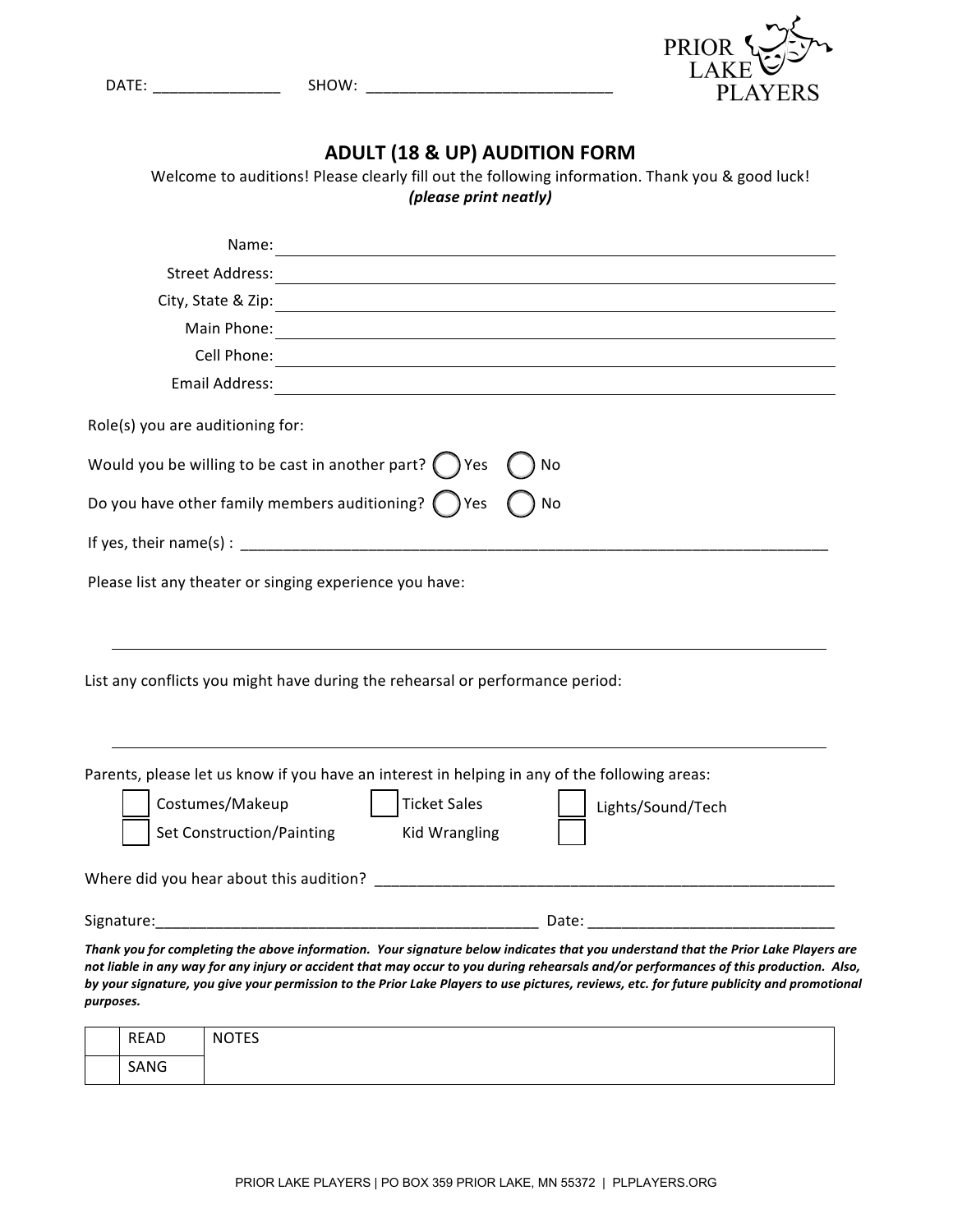DATE: _______________ SHOW: _____________________________

PRIOR LAKE PLAYERS

# ADULT (18 & UP) AUDITION FORM

Welcome to auditions! Please clearly fill out the following information. Thank you & good luck!
***(please print neatly)***

Name: ________________________________________

Street Address: ________________________________________

City, State & Zip: ________________________________________

Main Phone: ________________________________________

Cell Phone: ________________________________________

Email Address: ________________________________________

Role(s) you are auditioning for:

Would you be willing to be cast in another part? ◯ Yes ◯ No

Do you have other family members auditioning? ◯ Yes ◯ No

If yes, their name(s) : ________________________________________

Please list any theater or singing experience you have:

________________________________________

List any conflicts you might have during the rehearsal or performance period:

________________________________________

Parents, please let us know if you have an interest in helping in any of the following areas:

- ☐ Costumes/Makeup
- ☐ Ticket Sales
- ☐ Lights/Sound/Tech
- ☐ Set Construction/Painting
- Kid Wrangling
- ☐

Where did you hear about this audition? ________________________________________

Signature: ________________________________________ Date: ______________________________

***Thank you for completing the above information. Your signature below indicates that you understand that the Prior Lake Players are not liable in any way for any injury or accident that may occur to you during rehearsals and/or performances of this production. Also, by your signature, you give your permission to the Prior Lake Players to use pictures, reviews, etc. for future publicity and promotional purposes.***

| | READ | NOTES |
|---|---|---|
| | SANG | |

PRIOR LAKE PLAYERS | PO BOX 359 PRIOR LAKE, MN 55372 | PLPLAYERS.ORG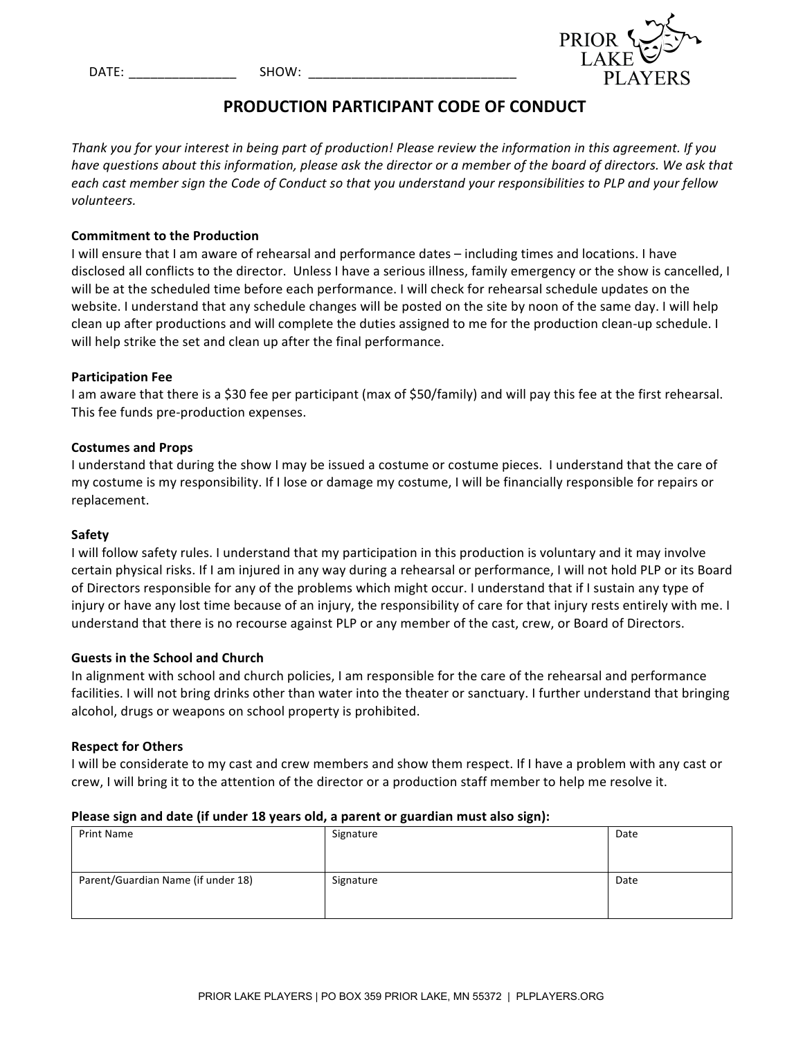DATE: _______________ SHOW: _____________________________

PRIOR LAKE PLAYERS

# PRODUCTION PARTICIPANT CODE OF CONDUCT

*Thank you for your interest in being part of production! Please review the information in this agreement. If you have questions about this information, please ask the director or a member of the board of directors. We ask that each cast member sign the Code of Conduct so that you understand your responsibilities to PLP and your fellow volunteers.*

**Commitment to the Production**

I will ensure that I am aware of rehearsal and performance dates – including times and locations. I have disclosed all conflicts to the director. Unless I have a serious illness, family emergency or the show is cancelled, I will be at the scheduled time before each performance. I will check for rehearsal schedule updates on the website. I understand that any schedule changes will be posted on the site by noon of the same day. I will help clean up after productions and will complete the duties assigned to me for the production clean-up schedule. I will help strike the set and clean up after the final performance.

**Participation Fee**

I am aware that there is a $30 fee per participant (max of $50/family) and will pay this fee at the first rehearsal. This fee funds pre-production expenses.

**Costumes and Props**

I understand that during the show I may be issued a costume or costume pieces. I understand that the care of my costume is my responsibility. If I lose or damage my costume, I will be financially responsible for repairs or replacement.

**Safety**

I will follow safety rules. I understand that my participation in this production is voluntary and it may involve certain physical risks. If I am injured in any way during a rehearsal or performance, I will not hold PLP or its Board of Directors responsible for any of the problems which might occur. I understand that if I sustain any type of injury or have any lost time because of an injury, the responsibility of care for that injury rests entirely with me. I understand that there is no recourse against PLP or any member of the cast, crew, or Board of Directors.

**Guests in the School and Church**

In alignment with school and church policies, I am responsible for the care of the rehearsal and performance facilities. I will not bring drinks other than water into the theater or sanctuary. I further understand that bringing alcohol, drugs or weapons on school property is prohibited.

**Respect for Others**

I will be considerate to my cast and crew members and show them respect. If I have a problem with any cast or crew, I will bring it to the attention of the director or a production staff member to help me resolve it.

**Please sign and date (if under 18 years old, a parent or guardian must also sign):**

| | | |
|---|---|---|
| Print Name | Signature | Date |
| Parent/Guardian Name (if under 18) | Signature | Date |

PRIOR LAKE PLAYERS | PO BOX 359 PRIOR LAKE, MN 55372 | PLPLAYERS.ORG